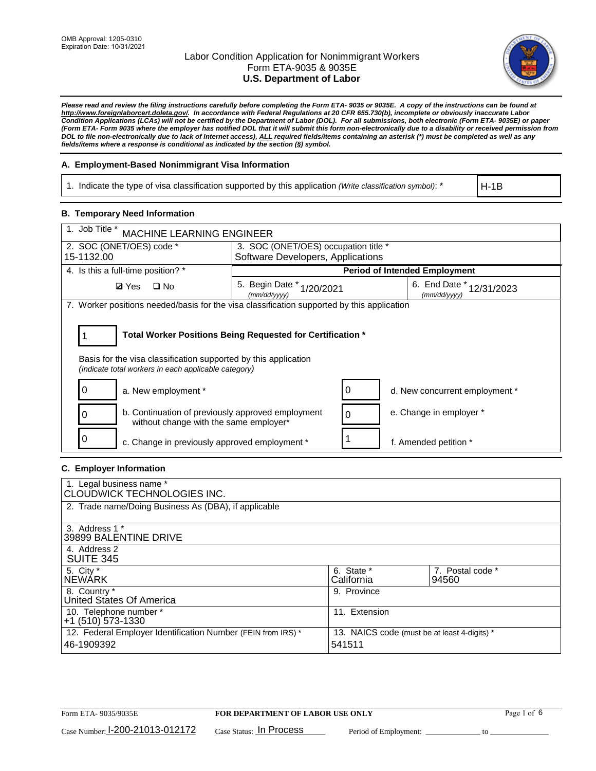OMB Approval: 1205-0310
Expiration Date: 10/31/2021

# Labor Condition Application for Nonimmigrant Workers
## Form ETA-9035 & 9035E
## U.S. Department of Labor

***Please read and review the filing instructions carefully before completing the Form ETA- 9035 or 9035E. A copy of the instructions can be found at http://www.foreignlaborcert.doleta.gov/. In accordance with Federal Regulations at 20 CFR 655.730(b), incomplete or obviously inaccurate Labor Condition Applications (LCAs) will not be certified by the Department of Labor (DOL). For all submissions, both electronic (Form ETA- 9035E) or paper (Form ETA- Form 9035 where the employer has notified DOL that it will submit this form non-electronically due to a disability or received permission from DOL to file non-electronically due to lack of Internet access), ALL required fields/items containing an asterisk (*) must be completed as well as any fields/items where a response is conditional as indicated by the section (§) symbol.***

### A. Employment-Based Nonimmigrant Visa Information

| 1. Indicate the type of visa classification supported by this application *(Write classification symbol)*: * | H-1B |
|---|---|

### B. Temporary Need Information

| 1. Job Title * MACHINE LEARNING ENGINEER | | |
|---|---|---|
| 2. SOC (ONET/OES) code * 15-1132.00 | 3. SOC (ONET/OES) occupation title * Software Developers, Applications | |
| 4. Is this a full-time position? * | **Period of Intended Employment** | |
| ☑ Yes ☐ No | 5. Begin Date * 1/20/2021 *(mm/dd/yyyy)* | 6. End Date * 12/31/2023 *(mm/dd/yyyy)* |

7. Worker positions needed/basis for the visa classification supported by this application

1 **Total Worker Positions Being Requested for Certification ***

Basis for the visa classification supported by this application
*(indicate total workers in each applicable category)*

| | | | |
|---|---|---|---|
| 0 | a. New employment * | 0 | d. New concurrent employment * |
| 0 | b. Continuation of previously approved employment without change with the same employer* | 0 | e. Change in employer * |
| 0 | c. Change in previously approved employment * | 1 | f. Amended petition * |

### C. Employer Information

| | | |
|---|---|---|
| 1. Legal business name * CLOUDWICK TECHNOLOGIES INC. | | |
| 2. Trade name/Doing Business As (DBA), if applicable | | |
| 3. Address 1 * 39899 BALENTINE DRIVE | | |
| 4. Address 2 SUITE 345 | | |
| 5. City * NEWARK | 6. State * California | 7. Postal code * 94560 |
| 8. Country * United States Of America | 9. Province | |
| 10. Telephone number * +1 (510) 573-1330 | 11. Extension | |
| 12. Federal Employer Identification Number (FEIN from IRS) * 46-1909392 | 13. NAICS code (must be at least 4-digits) * 541511 | |

Form ETA- 9035/9035E | **FOR DEPARTMENT OF LABOR USE ONLY**

Case Number: I-200-21013-012172 Case Status: In Process Period of Employment: _____________ to _____________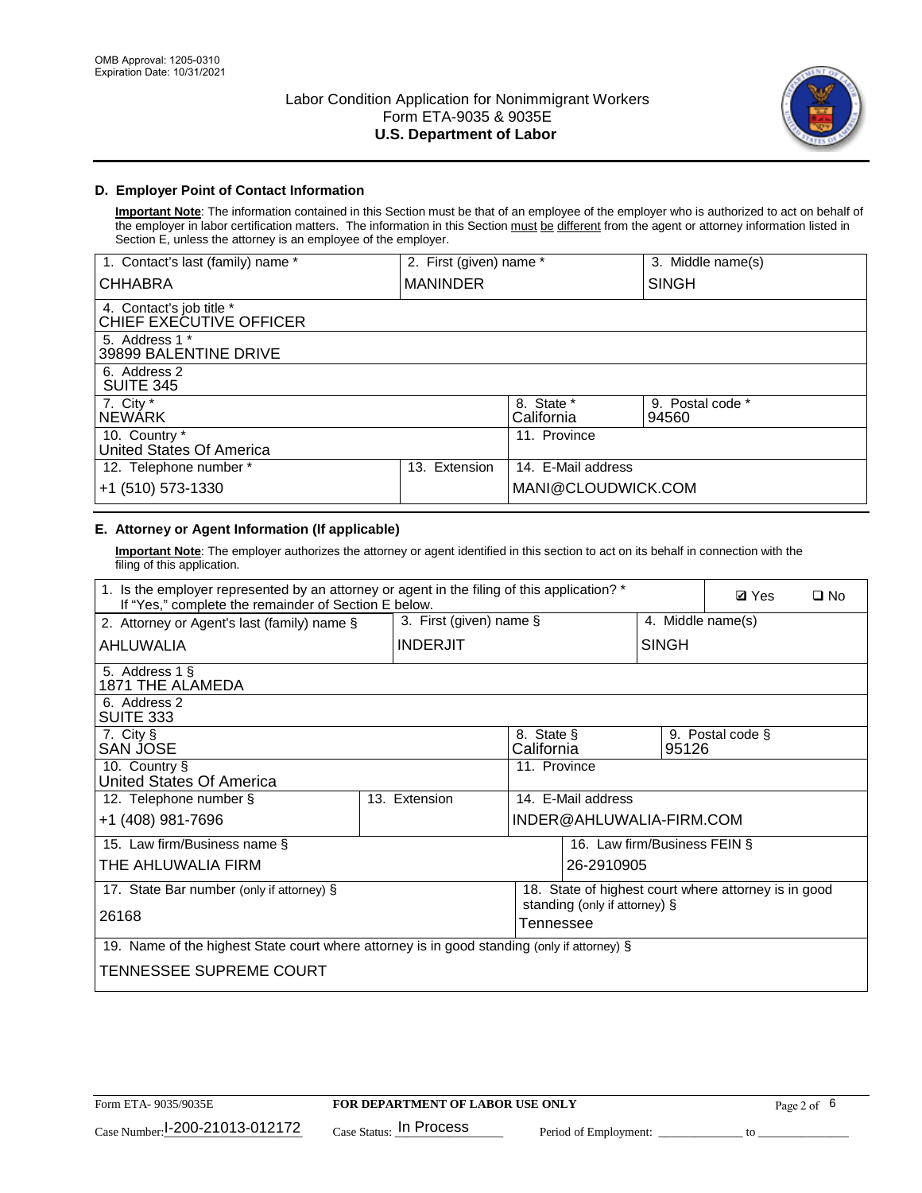## D. Employer Point of Contact Information

**Important Note**: The information contained in this Section must be that of an employee of the employer who is authorized to act on behalf of the employer in labor certification matters. The information in this Section must be different from the agent or attorney information listed in Section E, unless the attorney is an employee of the employer.

| 1. Contact's last (family) name * | 2. First (given) name * | 3. Middle name(s) |
|---|---|---|
| CHHABRA | MANINDER | SINGH |
| 4. Contact's job title * CHIEF EXECUTIVE OFFICER | | |
| 5. Address 1 * 39899 BALENTINE DRIVE | | |
| 6. Address 2 SUITE 345 | | |
| 7. City * NEWARK | 8. State * California | 9. Postal code * 94560 |
| 10. Country * United States Of America | 11. Province | |
| 12. Telephone number * +1 (510) 573-1330 | 13. Extension | 14. E-Mail address MANI@CLOUDWICK.COM |

## E. Attorney or Agent Information (If applicable)

**Important Note**: The employer authorizes the attorney or agent identified in this section to act on its behalf in connection with the filing of this application.

| 1. Is the employer represented by an attorney or agent in the filing of this application? * If "Yes," complete the remainder of Section E below. | | ☑ Yes ☐ No |
|---|---|---|
| 2. Attorney or Agent's last (family) name § | 3. First (given) name § | 4. Middle name(s) |
| AHLUWALIA | INDERJIT | SINGH |
| 5. Address 1 § 1871 THE ALAMEDA | | |
| 6. Address 2 SUITE 333 | | |
| 7. City § SAN JOSE | 8. State § California | 9. Postal code § 95126 |
| 10. Country § United States Of America | 11. Province | |
| 12. Telephone number § +1 (408) 981-7696 | 13. Extension | 14. E-Mail address INDER@AHLUWALIA-FIRM.COM |
| 15. Law firm/Business name § THE AHLUWALIA FIRM | | 16. Law firm/Business FEIN § 26-2910905 |
| 17. State Bar number (only if attorney) § 26168 | | 18. State of highest court where attorney is in good standing (only if attorney) § Tennessee |
| 19. Name of the highest State court where attorney is in good standing (only if attorney) § TENNESSEE SUPREME COURT | | |

Form ETA- 9035/9035E | FOR DEPARTMENT OF LABOR USE ONLY

Case Number: I-200-21013-012172 Case Status: In Process Period of Employment: ______ to ______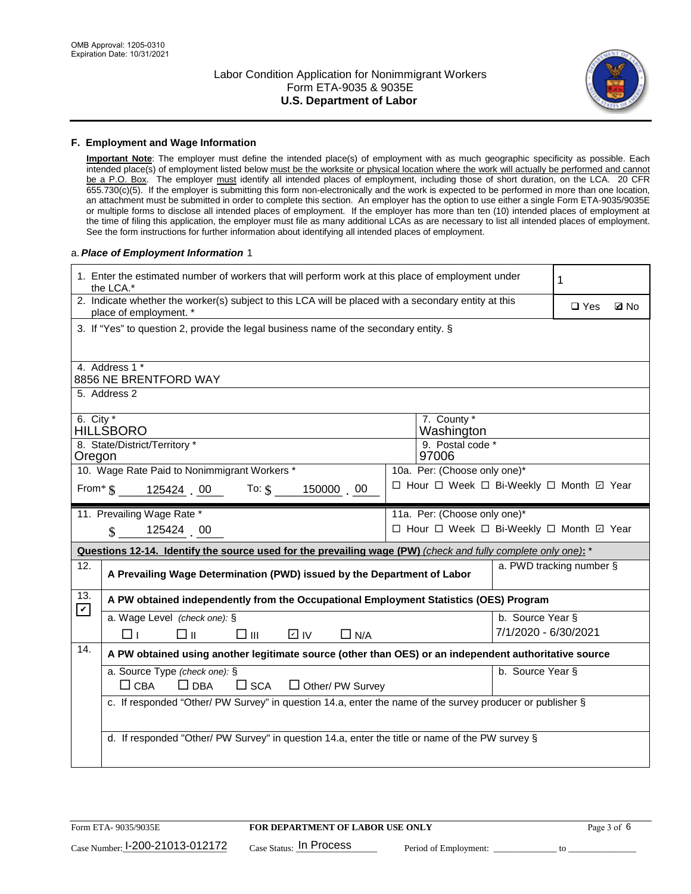### F. Employment and Wage Information

**Important Note**: The employer must define the intended place(s) of employment with as much geographic specificity as possible. Each intended place(s) of employment listed below must be the worksite or physical location where the work will actually be performed and cannot be a P.O. Box. The employer must identify all intended places of employment, including those of short duration, on the LCA. 20 CFR 655.730(c)(5). If the employer is submitting this form non-electronically and the work is expected to be performed in more than one location, an attachment must be submitted in order to complete this section. An employer has the option to use either a single Form ETA-9035/9035E or multiple forms to disclose all intended places of employment. If the employer has more than ten (10) intended places of employment at the time of filing this application, the employer must file as many additional LCAs as are necessary to list all intended places of employment. See the form instructions for further information about identifying all intended places of employment.

a. ***Place of Employment Information*** 1

| | |
|---|---|
| 1. Enter the estimated number of workers that will perform work at this place of employment under the LCA.* | 1 |
| 2. Indicate whether the worker(s) subject to this LCA will be placed with a secondary entity at this place of employment. * | ☐ Yes ☑ No |
| 3. If "Yes" to question 2, provide the legal business name of the secondary entity. § | |
| 4. Address 1 * 8856 NE BRENTFORD WAY | |
| 5. Address 2 | |
| 6. City * HILLSBORO | 7. County * Washington |
| 8. State/District/Territory * Oregon | 9. Postal code * 97006 |
| 10. Wage Rate Paid to Nonimmigrant Workers * From* $ 125424 . 00 To: $ 150000 . 00 | 10a. Per: (Choose only one)* ☐ Hour ☐ Week ☐ Bi-Weekly ☐ Month ☑ Year |
| 11. Prevailing Wage Rate * $ 125424 . 00 | 11a. Per: (Choose only one)* ☐ Hour ☐ Week ☐ Bi-Weekly ☐ Month ☑ Year |

**Questions 12-14. Identify the source used for the prevailing wage (PW)** *(check and fully complete only one)*: *

| | | |
|---|---|---|
| 12. | **A Prevailing Wage Determination (PWD) issued by the Department of Labor** | a. PWD tracking number § |
| 13. ☑ | **A PW obtained independently from the Occupational Employment Statistics (OES) Program** | |
| | a. Wage Level *(check one):* § ☐ I ☐ II ☐ III ☑ IV ☐ N/A | b. Source Year § 7/1/2020 - 6/30/2021 |
| 14. | **A PW obtained using another legitimate source (other than OES) or an independent authoritative source** | |
| | a. Source Type *(check one):* § ☐ CBA ☐ DBA ☐ SCA ☐ Other/ PW Survey | b. Source Year § |
| | c. If responded "Other/ PW Survey" in question 14.a, enter the name of the survey producer or publisher § | |
| | d. If responded "Other/ PW Survey" in question 14.a, enter the title or name of the PW survey § | |

Form ETA- 9035/9035E | **FOR DEPARTMENT OF LABOR USE ONLY**

Case Number: I-200-21013-012172 Case Status: In Process Period of Employment: ____________ to ____________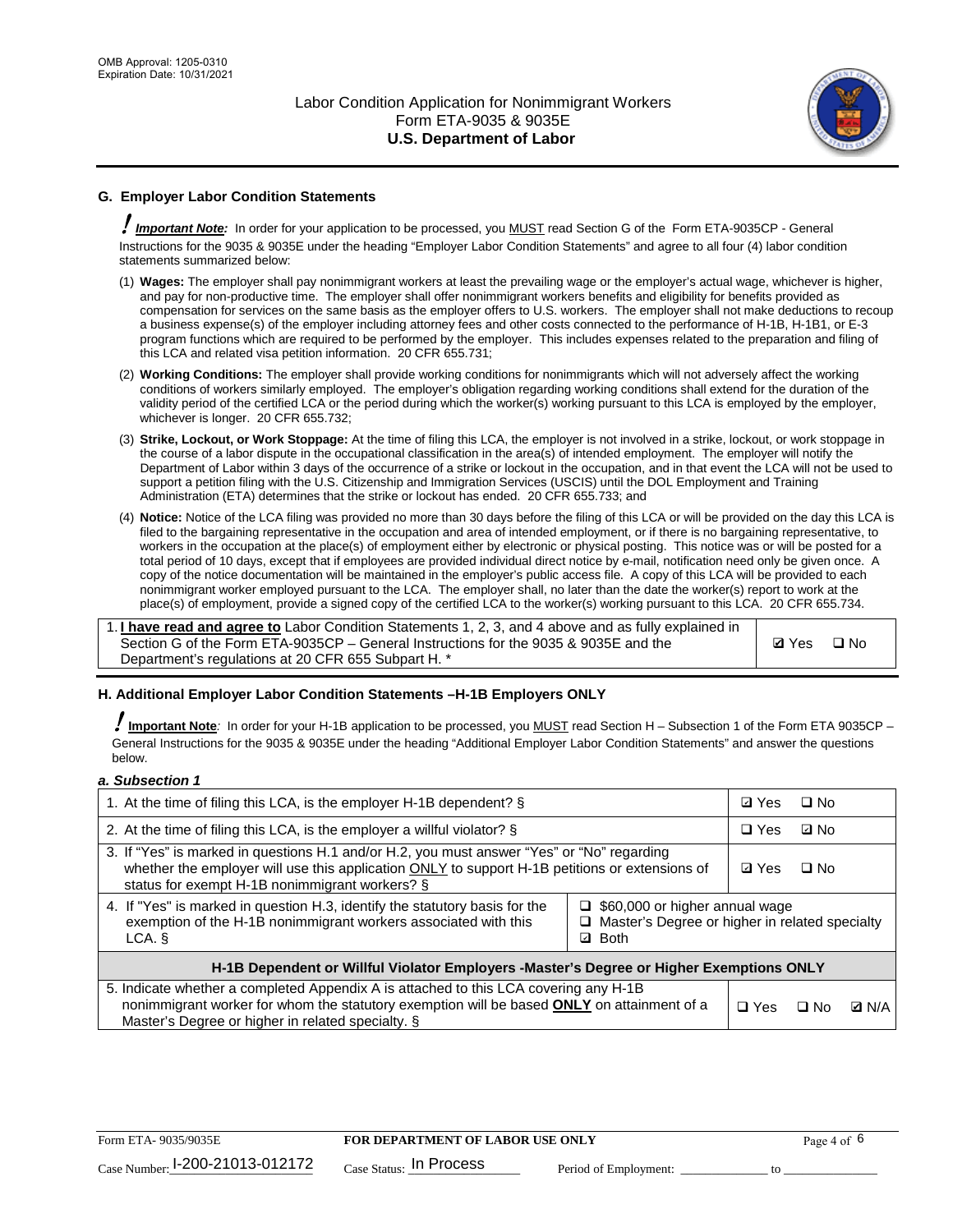## G. Employer Labor Condition Statements

***Important Note:*** In order for your application to be processed, you MUST read Section G of the Form ETA-9035CP - General Instructions for the 9035 & 9035E under the heading "Employer Labor Condition Statements" and agree to all four (4) labor condition statements summarized below:

(1) **Wages:** The employer shall pay nonimmigrant workers at least the prevailing wage or the employer's actual wage, whichever is higher, and pay for non-productive time. The employer shall offer nonimmigrant workers benefits and eligibility for benefits provided as compensation for services on the same basis as the employer offers to U.S. workers. The employer shall not make deductions to recoup a business expense(s) of the employer including attorney fees and other costs connected to the performance of H-1B, H-1B1, or E-3 program functions which are required to be performed by the employer. This includes expenses related to the preparation and filing of this LCA and related visa petition information. 20 CFR 655.731;

(2) **Working Conditions:** The employer shall provide working conditions for nonimmigrants which will not adversely affect the working conditions of workers similarly employed. The employer's obligation regarding working conditions shall extend for the duration of the validity period of the certified LCA or the period during which the worker(s) working pursuant to this LCA is employed by the employer, whichever is longer. 20 CFR 655.732;

(3) **Strike, Lockout, or Work Stoppage:** At the time of filing this LCA, the employer is not involved in a strike, lockout, or work stoppage in the course of a labor dispute in the occupational classification in the area(s) of intended employment. The employer will notify the Department of Labor within 3 days of the occurrence of a strike or lockout in the occupation, and in that event the LCA will not be used to support a petition filing with the U.S. Citizenship and Immigration Services (USCIS) until the DOL Employment and Training Administration (ETA) determines that the strike or lockout has ended. 20 CFR 655.733; and

(4) **Notice:** Notice of the LCA filing was provided no more than 30 days before the filing of this LCA or will be provided on the day this LCA is filed to the bargaining representative in the occupation and area of intended employment, or if there is no bargaining representative, to workers in the occupation at the place(s) of employment either by electronic or physical posting. This notice was or will be posted for a total period of 10 days, except that if employees are provided individual direct notice by e-mail, notification need only be given once. A copy of the notice documentation will be maintained in the employer's public access file. A copy of this LCA will be provided to each nonimmigrant worker employed pursuant to the LCA. The employer shall, no later than the date the worker(s) report to work at the place(s) of employment, provide a signed copy of the certified LCA to the worker(s) working pursuant to this LCA. 20 CFR 655.734.

| | |
|---|---|
| 1. **I have read and agree to** Labor Condition Statements 1, 2, 3, and 4 above and as fully explained in Section G of the Form ETA-9035CP – General Instructions for the 9035 & 9035E and the Department's regulations at 20 CFR 655 Subpart H. * | ☑ Yes ☐ No |

## H. Additional Employer Labor Condition Statements –H-1B Employers ONLY

***Important Note:*** In order for your H-1B application to be processed, you MUST read Section H – Subsection 1 of the Form ETA 9035CP – General Instructions for the 9035 & 9035E under the heading "Additional Employer Labor Condition Statements" and answer the questions below.

*a. Subsection 1*

| | | |
|---|---|---|
| 1. At the time of filing this LCA, is the employer H-1B dependent? § | | ☑ Yes ☐ No |
| 2. At the time of filing this LCA, is the employer a willful violator? § | | ☐ Yes ☑ No |
| 3. If "Yes" is marked in questions H.1 and/or H.2, you must answer "Yes" or "No" regarding whether the employer will use this application ONLY to support H-1B petitions or extensions of status for exempt H-1B nonimmigrant workers? § | | ☑ Yes ☐ No |
| 4. If "Yes" is marked in question H.3, identify the statutory basis for the exemption of the H-1B nonimmigrant workers associated with this LCA. § | ☐ $60,000 or higher annual wage<br>☐ Master's Degree or higher in related specialty<br>☑ Both | |
| **H-1B Dependent or Willful Violator Employers -Master's Degree or Higher Exemptions ONLY** | | |
| 5. Indicate whether a completed Appendix A is attached to this LCA covering any H-1B nonimmigrant worker for whom the statutory exemption will be based **ONLY** on attainment of a Master's Degree or higher in related specialty. § | | ☐ Yes ☐ No ☑ N/A |

Form ETA- 9035/9035E | **FOR DEPARTMENT OF LABOR USE ONLY**

Case Number: I-200-21013-012172 Case Status: In Process Period of Employment: _____________ to _____________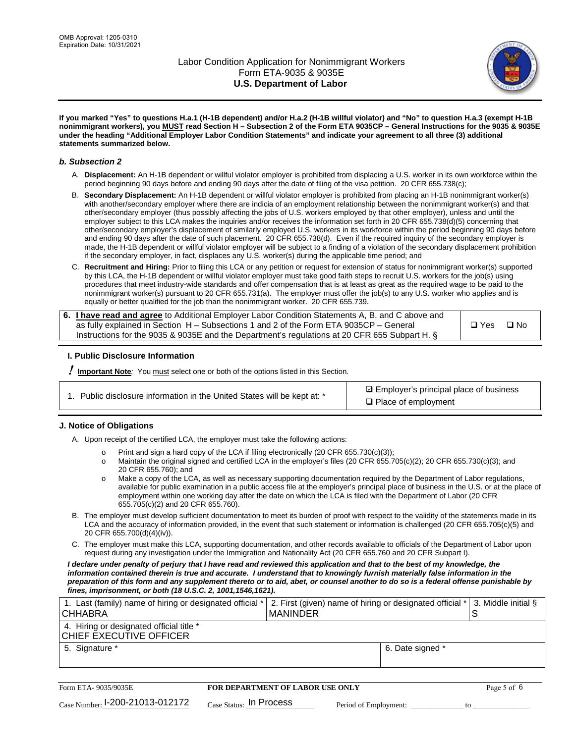**If you marked "Yes" to questions H.a.1 (H-1B dependent) and/or H.a.2 (H-1B willful violator) and "No" to question H.a.3 (exempt H-1B nonimmigrant workers), you MUST read Section H – Subsection 2 of the Form ETA 9035CP – General Instructions for the 9035 & 9035E under the heading "Additional Employer Labor Condition Statements" and indicate your agreement to all three (3) additional statements summarized below.**

### *b. Subsection 2*

A. **Displacement:** An H-1B dependent or willful violator employer is prohibited from displacing a U.S. worker in its own workforce within the period beginning 90 days before and ending 90 days after the date of filing of the visa petition. 20 CFR 655.738(c);

B. **Secondary Displacement:** An H-1B dependent or willful violator employer is prohibited from placing an H-1B nonimmigrant worker(s) with another/secondary employer where there are indicia of an employment relationship between the nonimmigrant worker(s) and that other/secondary employer (thus possibly affecting the jobs of U.S. workers employed by that other employer), unless and until the employer subject to this LCA makes the inquiries and/or receives the information set forth in 20 CFR 655.738(d)(5) concerning that other/secondary employer's displacement of similarly employed U.S. workers in its workforce within the period beginning 90 days before and ending 90 days after the date of such placement. 20 CFR 655.738(d). Even if the required inquiry of the secondary employer is made, the H-1B dependent or willful violator employer will be subject to a finding of a violation of the secondary displacement prohibition if the secondary employer, in fact, displaces any U.S. worker(s) during the applicable time period; and

C. **Recruitment and Hiring:** Prior to filing this LCA or any petition or request for extension of status for nonimmigrant worker(s) supported by this LCA, the H-1B dependent or willful violator employer must take good faith steps to recruit U.S. workers for the job(s) using procedures that meet industry-wide standards and offer compensation that is at least as great as the required wage to be paid to the nonimmigrant worker(s) pursuant to 20 CFR 655.731(a). The employer must offer the job(s) to any U.S. worker who applies and is equally or better qualified for the job than the nonimmigrant worker. 20 CFR 655.739.

| 6. **I have read and agree** to Additional Employer Labor Condition Statements A, B, and C above and as fully explained in Section H – Subsections 1 and 2 of the Form ETA 9035CP – General Instructions for the 9035 & 9035E and the Department's regulations at 20 CFR 655 Subpart H. § | ❑ Yes ❑ No |
|---|---|

### I. Public Disclosure Information

**! Important Note**: You must select one or both of the options listed in this Section.

| 1. Public disclosure information in the United States will be kept at: * | ☑ Employer's principal place of business<br>❑ Place of employment |
|---|---|

### J. Notice of Obligations

A. Upon receipt of the certified LCA, the employer must take the following actions:

- o Print and sign a hard copy of the LCA if filing electronically (20 CFR 655.730(c)(3));
- o Maintain the original signed and certified LCA in the employer's files (20 CFR 655.705(c)(2); 20 CFR 655.730(c)(3); and 20 CFR 655.760); and
- o Make a copy of the LCA, as well as necessary supporting documentation required by the Department of Labor regulations, available for public examination in a public access file at the employer's principal place of business in the U.S. or at the place of employment within one working day after the date on which the LCA is filed with the Department of Labor (20 CFR 655.705(c)(2) and 20 CFR 655.760).

B. The employer must develop sufficient documentation to meet its burden of proof with respect to the validity of the statements made in its LCA and the accuracy of information provided, in the event that such statement or information is challenged (20 CFR 655.705(c)(5) and 20 CFR 655.700(d)(4)(iv)).

C. The employer must make this LCA, supporting documentation, and other records available to officials of the Department of Labor upon request during any investigation under the Immigration and Nationality Act (20 CFR 655.760 and 20 CFR Subpart I).

***I declare under penalty of perjury that I have read and reviewed this application and that to the best of my knowledge, the information contained therein is true and accurate. I understand that to knowingly furnish materially false information in the preparation of this form and any supplement thereto or to aid, abet, or counsel another to do so is a federal offense punishable by fines, imprisonment, or both (18 U.S.C. 2, 1001,1546,1621).***

| 1. Last (family) name of hiring or designated official * CHHABRA | 2. First (given) name of hiring or designated official * MANINDER | 3. Middle initial § S |
|---|---|---|
| 4. Hiring or designated official title * CHIEF EXECUTIVE OFFICER | | |
| 5. Signature * | 6. Date signed * | |

Form ETA- 9035/9035E | **FOR DEPARTMENT OF LABOR USE ONLY**

Case Number: I-200-21013-012172 Case Status: In Process Period of Employment: _____________ to _____________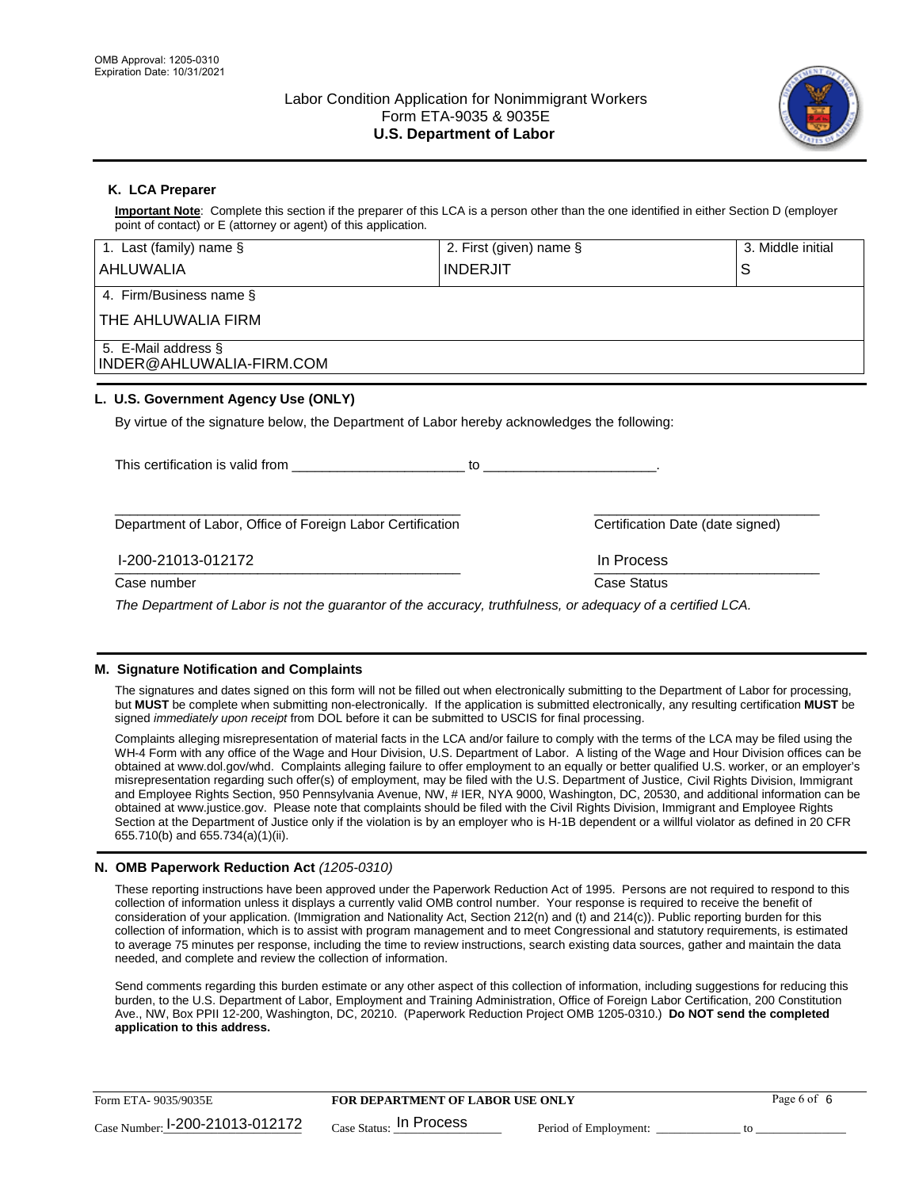OMB Approval: 1205-0310
Expiration Date: 10/31/2021

# Labor Condition Application for Nonimmigrant Workers
## Form ETA-9035 & 9035E
## U.S. Department of Labor

### K. LCA Preparer

**Important Note**: Complete this section if the preparer of this LCA is a person other than the one identified in either Section D (employer point of contact) or E (attorney or agent) of this application.

| 1. Last (family) name § | 2. First (given) name § | 3. Middle initial |
|---|---|---|
| AHLUWALIA | INDERJIT | S |
| 4. Firm/Business name § | | |
| THE AHLUWALIA FIRM | | |
| 5. E-Mail address § | | |
| INDER@AHLUWALIA-FIRM.COM | | |

### L. U.S. Government Agency Use (ONLY)

By virtue of the signature below, the Department of Labor hereby acknowledges the following:

This certification is valid from ______________________ to ______________________.

Department of Labor, Office of Foreign Labor Certification

Certification Date (date signed)

Case number: I-200-21013-012172

Case Status: In Process

*The Department of Labor is not the guarantor of the accuracy, truthfulness, or adequacy of a certified LCA.*

### M. Signature Notification and Complaints

The signatures and dates signed on this form will not be filled out when electronically submitting to the Department of Labor for processing, but **MUST** be complete when submitting non-electronically. If the application is submitted electronically, any resulting certification **MUST** be signed *immediately upon receipt* from DOL before it can be submitted to USCIS for final processing.

Complaints alleging misrepresentation of material facts in the LCA and/or failure to comply with the terms of the LCA may be filed using the WH-4 Form with any office of the Wage and Hour Division, U.S. Department of Labor. A listing of the Wage and Hour Division offices can be obtained at www.dol.gov/whd. Complaints alleging failure to offer employment to an equally or better qualified U.S. worker, or an employer's misrepresentation regarding such offer(s) of employment, may be filed with the U.S. Department of Justice, Civil Rights Division, Immigrant and Employee Rights Section, 950 Pennsylvania Avenue, NW, # IER, NYA 9000, Washington, DC, 20530, and additional information can be obtained at www.justice.gov. Please note that complaints should be filed with the Civil Rights Division, Immigrant and Employee Rights Section at the Department of Justice only if the violation is by an employer who is H-1B dependent or a willful violator as defined in 20 CFR 655.710(b) and 655.734(a)(1)(ii).

### N. OMB Paperwork Reduction Act *(1205-0310)*

These reporting instructions have been approved under the Paperwork Reduction Act of 1995. Persons are not required to respond to this collection of information unless it displays a currently valid OMB control number. Your response is required to receive the benefit of consideration of your application. (Immigration and Nationality Act, Section 212(n) and (t) and 214(c)). Public reporting burden for this collection of information, which is to assist with program management and to meet Congressional and statutory requirements, is estimated to average 75 minutes per response, including the time to review instructions, search existing data sources, gather and maintain the data needed, and complete and review the collection of information.

Send comments regarding this burden estimate or any other aspect of this collection of information, including suggestions for reducing this burden, to the U.S. Department of Labor, Employment and Training Administration, Office of Foreign Labor Certification, 200 Constitution Ave., NW, Box PPII 12-200, Washington, DC, 20210. (Paperwork Reduction Project OMB 1205-0310.) **Do NOT send the completed application to this address.**